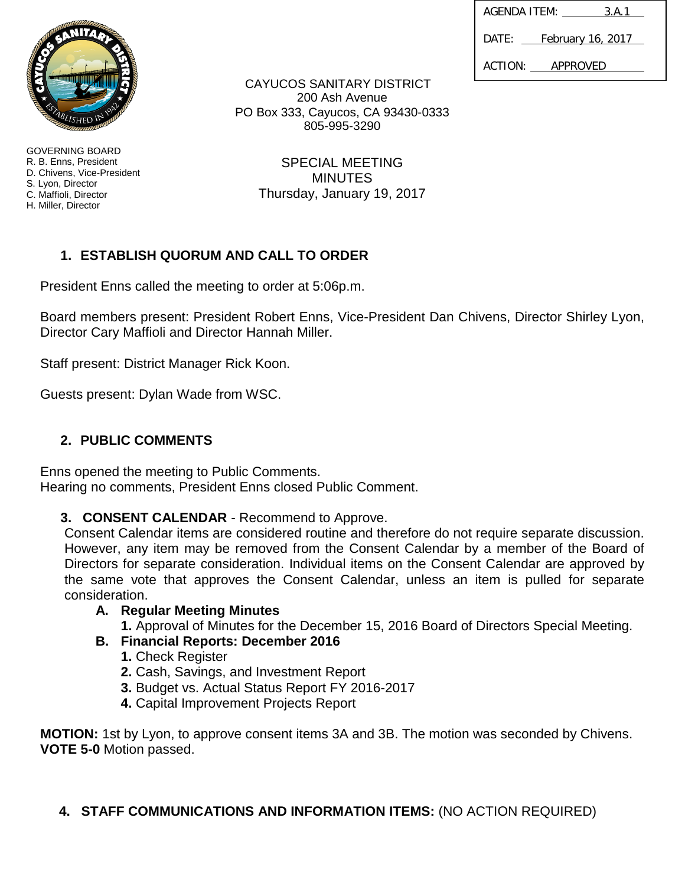| AGENDA ITEM: | 3.A.1 |
| --- | --- |
| DATE: | February 16, 2017 |
| ACTION: | APPROVED |

CAYUCOS SANITARY DISTRICT
200 Ash Avenue
PO Box 333, Cayucos, CA 93430-0333
805-995-3290

GOVERNING BOARD
R. B. Enns, President
D. Chivens, Vice-President
S. Lyon, Director
C. Maffioli, Director
H. Miller, Director

SPECIAL MEETING
MINUTES
Thursday, January 19, 2017

## 1. ESTABLISH QUORUM AND CALL TO ORDER

President Enns called the meeting to order at 5:06p.m.

Board members present: President Robert Enns, Vice-President Dan Chivens, Director Shirley Lyon, Director Cary Maffioli and Director Hannah Miller.

Staff present: District Manager Rick Koon.

Guests present: Dylan Wade from WSC.

## 2. PUBLIC COMMENTS

Enns opened the meeting to Public Comments.
Hearing no comments, President Enns closed Public Comment.

## 3. CONSENT CALENDAR - Recommend to Approve.

Consent Calendar items are considered routine and therefore do not require separate discussion. However, any item may be removed from the Consent Calendar by a member of the Board of Directors for separate consideration. Individual items on the Consent Calendar are approved by the same vote that approves the Consent Calendar, unless an item is pulled for separate consideration.

- **A. Regular Meeting Minutes**
  - **1.** Approval of Minutes for the December 15, 2016 Board of Directors Special Meeting.
- **B. Financial Reports: December 2016**
  - **1.** Check Register
  - **2.** Cash, Savings, and Investment Report
  - **3.** Budget vs. Actual Status Report FY 2016-2017
  - **4.** Capital Improvement Projects Report

**MOTION:** 1st by Lyon, to approve consent items 3A and 3B. The motion was seconded by Chivens.
**VOTE 5-0** Motion passed.

## 4. STAFF COMMUNICATIONS AND INFORMATION ITEMS: (NO ACTION REQUIRED)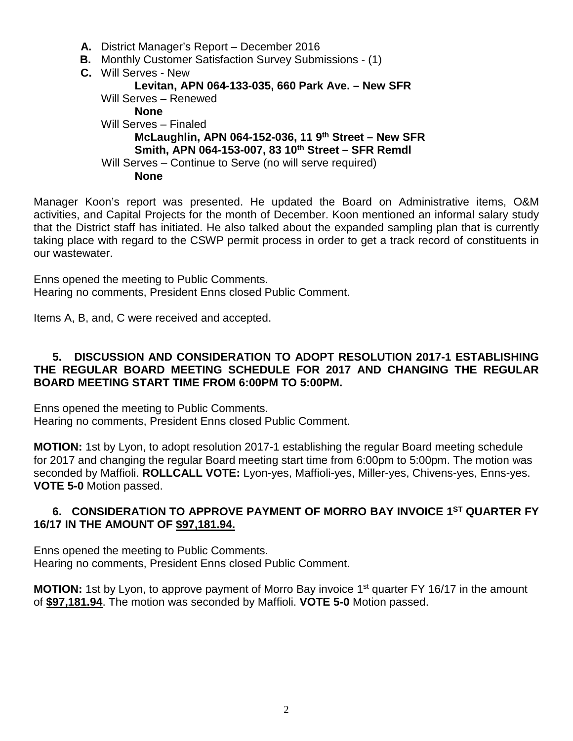**A.** District Manager's Report – December 2016

**B.** Monthly Customer Satisfaction Survey Submissions - (1)

**C.** Will Serves - New

**Levitan, APN 064-133-035, 660 Park Ave. – New SFR**

Will Serves – Renewed

**None**

Will Serves – Finaled

**McLaughlin, APN 064-152-036, 11 9th Street – New SFR**

**Smith, APN 064-153-007, 83 10th Street – SFR Remdl**

Will Serves – Continue to Serve (no will serve required)

**None**

Manager Koon's report was presented. He updated the Board on Administrative items, O&M activities, and Capital Projects for the month of December. Koon mentioned an informal salary study that the District staff has initiated. He also talked about the expanded sampling plan that is currently taking place with regard to the CSWP permit process in order to get a track record of constituents in our wastewater.

Enns opened the meeting to Public Comments.
Hearing no comments, President Enns closed Public Comment.

Items A, B, and, C were received and accepted.

**5. DISCUSSION AND CONSIDERATION TO ADOPT RESOLUTION 2017-1 ESTABLISHING THE REGULAR BOARD MEETING SCHEDULE FOR 2017 AND CHANGING THE REGULAR BOARD MEETING START TIME FROM 6:00PM TO 5:00PM.**

Enns opened the meeting to Public Comments.
Hearing no comments, President Enns closed Public Comment.

**MOTION:** 1st by Lyon, to adopt resolution 2017-1 establishing the regular Board meeting schedule for 2017 and changing the regular Board meeting start time from 6:00pm to 5:00pm. The motion was seconded by Maffioli. **ROLLCALL VOTE:** Lyon-yes, Maffioli-yes, Miller-yes, Chivens-yes, Enns-yes. **VOTE 5-0** Motion passed.

**6. CONSIDERATION TO APPROVE PAYMENT OF MORRO BAY INVOICE 1ST QUARTER FY 16/17 IN THE AMOUNT OF $97,181.94.**

Enns opened the meeting to Public Comments.
Hearing no comments, President Enns closed Public Comment.

**MOTION:** 1st by Lyon, to approve payment of Morro Bay invoice 1st quarter FY 16/17 in the amount of **$97,181.94**. The motion was seconded by Maffioli. **VOTE 5-0** Motion passed.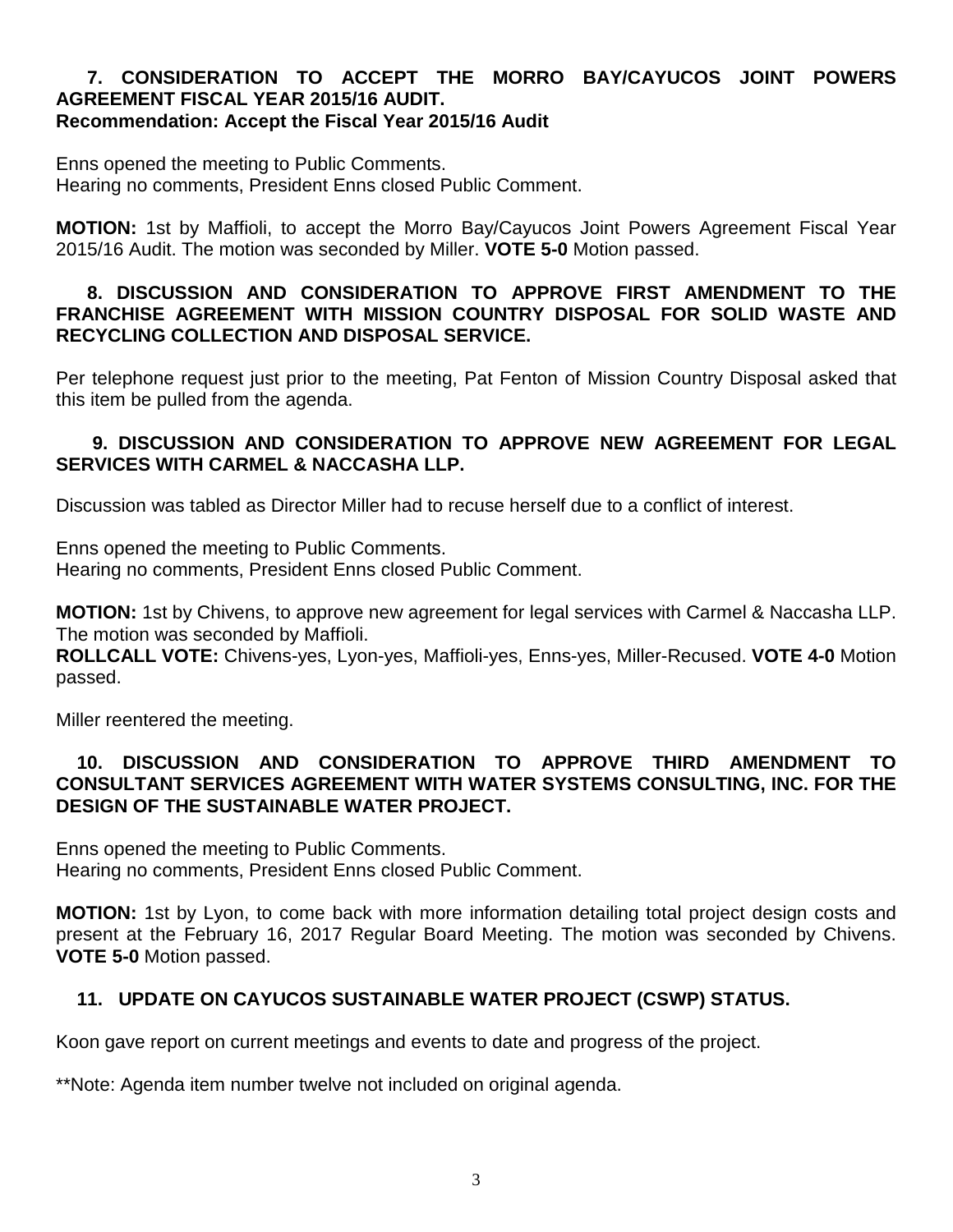**7. CONSIDERATION TO ACCEPT THE MORRO BAY/CAYUCOS JOINT POWERS AGREEMENT FISCAL YEAR 2015/16 AUDIT.**
**Recommendation: Accept the Fiscal Year 2015/16 Audit**

Enns opened the meeting to Public Comments.
Hearing no comments, President Enns closed Public Comment.

**MOTION:** 1st by Maffioli, to accept the Morro Bay/Cayucos Joint Powers Agreement Fiscal Year 2015/16 Audit. The motion was seconded by Miller. **VOTE 5-0** Motion passed.

**8. DISCUSSION AND CONSIDERATION TO APPROVE FIRST AMENDMENT TO THE FRANCHISE AGREEMENT WITH MISSION COUNTRY DISPOSAL FOR SOLID WASTE AND RECYCLING COLLECTION AND DISPOSAL SERVICE.**

Per telephone request just prior to the meeting, Pat Fenton of Mission Country Disposal asked that this item be pulled from the agenda.

**9. DISCUSSION AND CONSIDERATION TO APPROVE NEW AGREEMENT FOR LEGAL SERVICES WITH CARMEL & NACCASHA LLP.**

Discussion was tabled as Director Miller had to recuse herself due to a conflict of interest.

Enns opened the meeting to Public Comments.
Hearing no comments, President Enns closed Public Comment.

**MOTION:** 1st by Chivens, to approve new agreement for legal services with Carmel & Naccasha LLP. The motion was seconded by Maffioli.
**ROLLCALL VOTE:** Chivens-yes, Lyon-yes, Maffioli-yes, Enns-yes, Miller-Recused. **VOTE 4-0** Motion passed.

Miller reentered the meeting.

**10. DISCUSSION AND CONSIDERATION TO APPROVE THIRD AMENDMENT TO CONSULTANT SERVICES AGREEMENT WITH WATER SYSTEMS CONSULTING, INC. FOR THE DESIGN OF THE SUSTAINABLE WATER PROJECT.**

Enns opened the meeting to Public Comments.
Hearing no comments, President Enns closed Public Comment.

**MOTION:** 1st by Lyon, to come back with more information detailing total project design costs and present at the February 16, 2017 Regular Board Meeting. The motion was seconded by Chivens. **VOTE 5-0** Motion passed.

**11. UPDATE ON CAYUCOS SUSTAINABLE WATER PROJECT (CSWP) STATUS.**

Koon gave report on current meetings and events to date and progress of the project.

**Note: Agenda item number twelve not included on original agenda.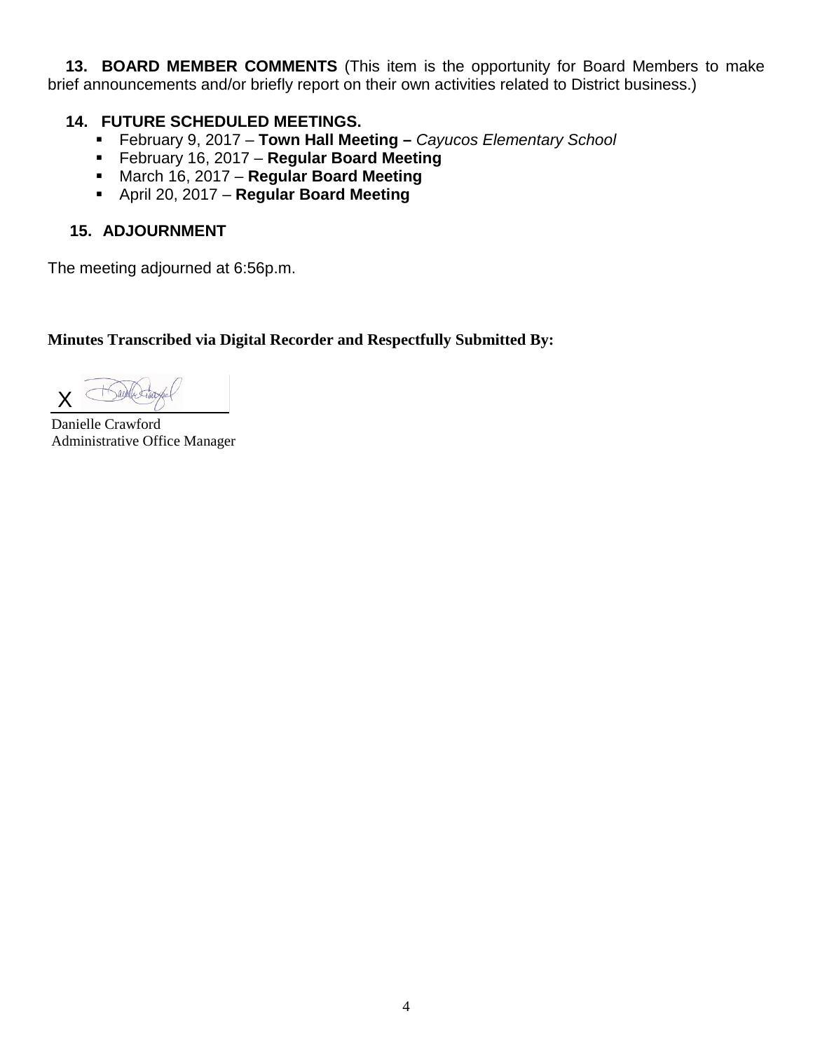**13. BOARD MEMBER COMMENTS** (This item is the opportunity for Board Members to make brief announcements and/or briefly report on their own activities related to District business.)

**14. FUTURE SCHEDULED MEETINGS.**

- February 9, 2017 – **Town Hall Meeting –** *Cayucos Elementary School*
- February 16, 2017 – **Regular Board Meeting**
- March 16, 2017 – **Regular Board Meeting**
- April 20, 2017 – **Regular Board Meeting**

**15. ADJOURNMENT**

The meeting adjourned at 6:56p.m.

**Minutes Transcribed via Digital Recorder and Respectfully Submitted By:**

X

Danielle Crawford
Administrative Office Manager